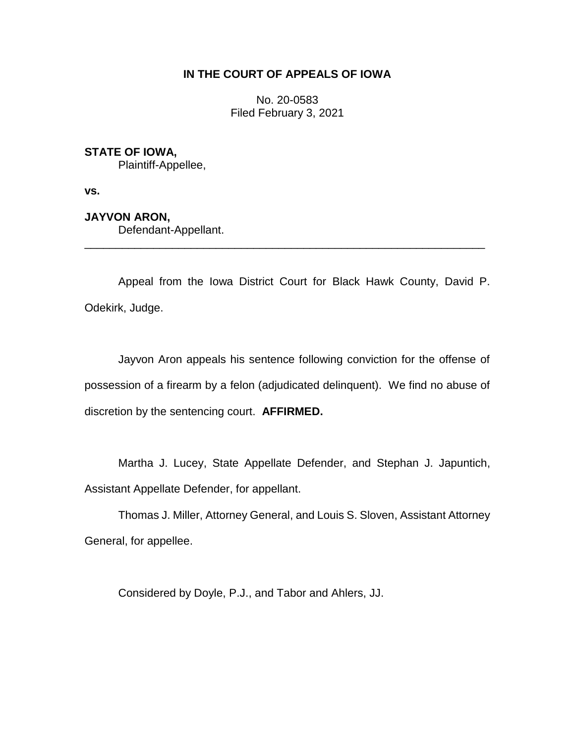**IN THE COURT OF APPEALS OF IOWA**

No. 20-0583
Filed February 3, 2021

**STATE OF IOWA,**
Plaintiff-Appellee,

**vs.**

**JAYVON ARON,**
Defendant-Appellant.

---

Appeal from the Iowa District Court for Black Hawk County, David P. Odekirk, Judge.

Jayvon Aron appeals his sentence following conviction for the offense of possession of a firearm by a felon (adjudicated delinquent). We find no abuse of discretion by the sentencing court. **AFFIRMED.**

Martha J. Lucey, State Appellate Defender, and Stephan J. Japuntich, Assistant Appellate Defender, for appellant.

Thomas J. Miller, Attorney General, and Louis S. Sloven, Assistant Attorney General, for appellee.

Considered by Doyle, P.J., and Tabor and Ahlers, JJ.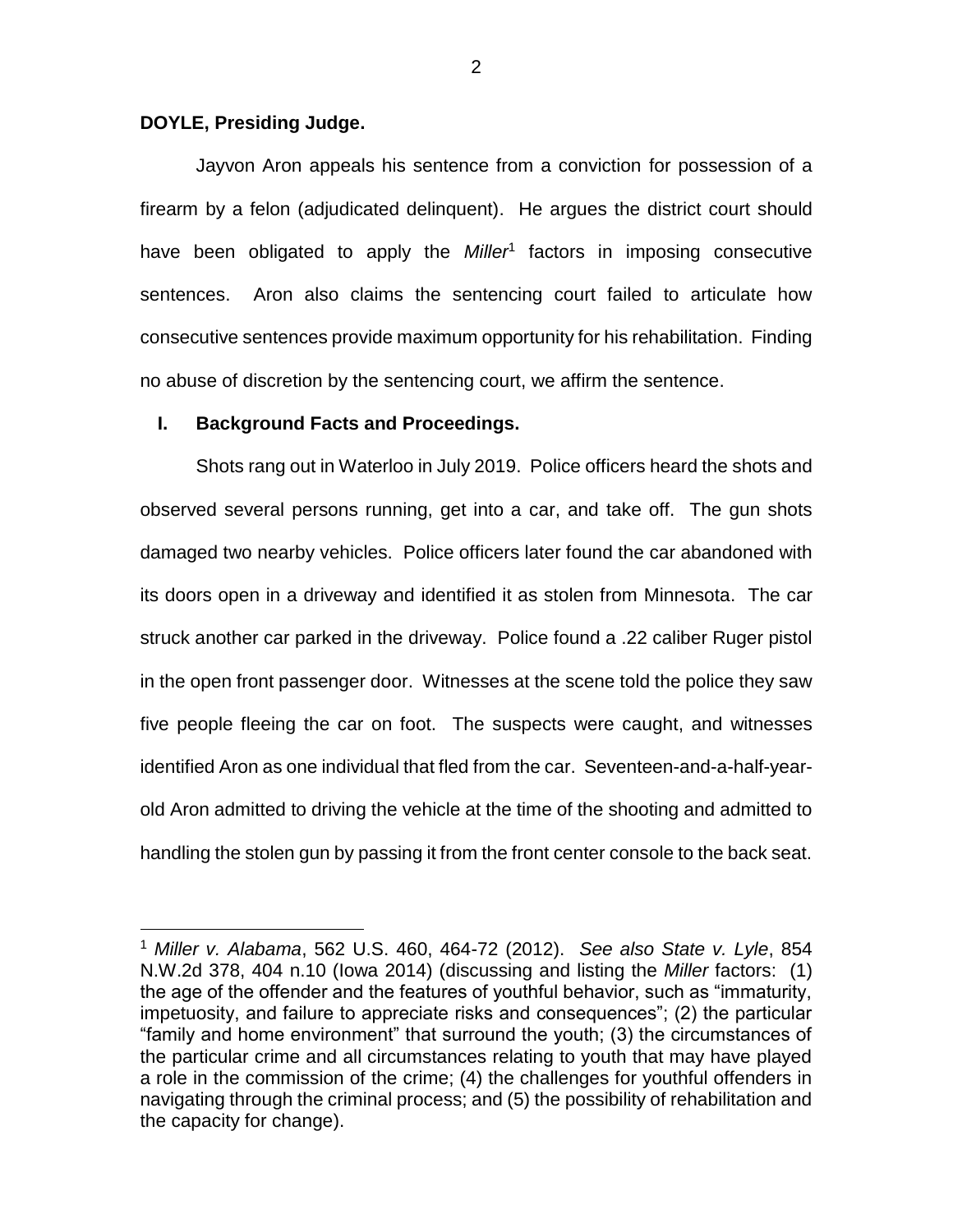**DOYLE, Presiding Judge.**

Jayvon Aron appeals his sentence from a conviction for possession of a firearm by a felon (adjudicated delinquent). He argues the district court should have been obligated to apply the *Miller*[1] factors in imposing consecutive sentences. Aron also claims the sentencing court failed to articulate how consecutive sentences provide maximum opportunity for his rehabilitation. Finding no abuse of discretion by the sentencing court, we affirm the sentence.

## I. Background Facts and Proceedings.

Shots rang out in Waterloo in July 2019. Police officers heard the shots and observed several persons running, get into a car, and take off. The gun shots damaged two nearby vehicles. Police officers later found the car abandoned with its doors open in a driveway and identified it as stolen from Minnesota. The car struck another car parked in the driveway. Police found a .22 caliber Ruger pistol in the open front passenger door. Witnesses at the scene told the police they saw five people fleeing the car on foot. The suspects were caught, and witnesses identified Aron as one individual that fled from the car. Seventeen-and-a-half-year-old Aron admitted to driving the vehicle at the time of the shooting and admitted to handling the stolen gun by passing it from the front center console to the back seat.

---

[1] *Miller v. Alabama*, 562 U.S. 460, 464-72 (2012). *See also State v. Lyle*, 854 N.W.2d 378, 404 n.10 (Iowa 2014) (discussing and listing the *Miller* factors: (1) the age of the offender and the features of youthful behavior, such as "immaturity, impetuosity, and failure to appreciate risks and consequences"; (2) the particular "family and home environment" that surround the youth; (3) the circumstances of the particular crime and all circumstances relating to youth that may have played a role in the commission of the crime; (4) the challenges for youthful offenders in navigating through the criminal process; and (5) the possibility of rehabilitation and the capacity for change).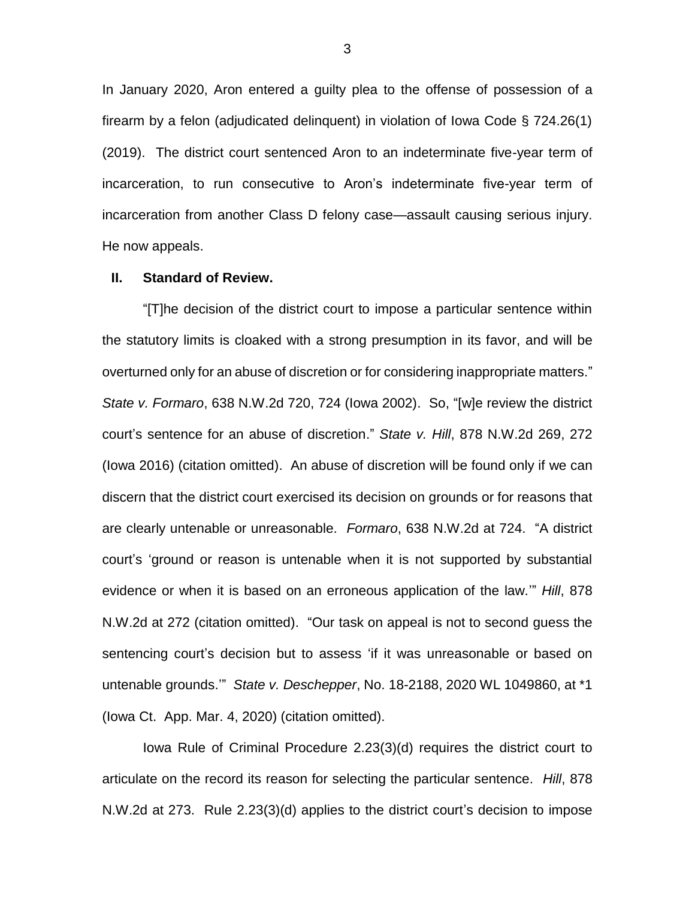In January 2020, Aron entered a guilty plea to the offense of possession of a firearm by a felon (adjudicated delinquent) in violation of Iowa Code § 724.26(1) (2019). The district court sentenced Aron to an indeterminate five-year term of incarceration, to run consecutive to Aron's indeterminate five-year term of incarceration from another Class D felony case—assault causing serious injury. He now appeals.

## II. Standard of Review.

"[T]he decision of the district court to impose a particular sentence within the statutory limits is cloaked with a strong presumption in its favor, and will be overturned only for an abuse of discretion or for considering inappropriate matters." *State v. Formaro*, 638 N.W.2d 720, 724 (Iowa 2002). So, "[w]e review the district court's sentence for an abuse of discretion." *State v. Hill*, 878 N.W.2d 269, 272 (Iowa 2016) (citation omitted). An abuse of discretion will be found only if we can discern that the district court exercised its decision on grounds or for reasons that are clearly untenable or unreasonable. *Formaro*, 638 N.W.2d at 724. "A district court's 'ground or reason is untenable when it is not supported by substantial evidence or when it is based on an erroneous application of the law.'" *Hill*, 878 N.W.2d at 272 (citation omitted). "Our task on appeal is not to second guess the sentencing court's decision but to assess 'if it was unreasonable or based on untenable grounds.'" *State v. Deschepper*, No. 18-2188, 2020 WL 1049860, at *1 (Iowa Ct. App. Mar. 4, 2020) (citation omitted).

Iowa Rule of Criminal Procedure 2.23(3)(d) requires the district court to articulate on the record its reason for selecting the particular sentence. *Hill*, 878 N.W.2d at 273. Rule 2.23(3)(d) applies to the district court's decision to impose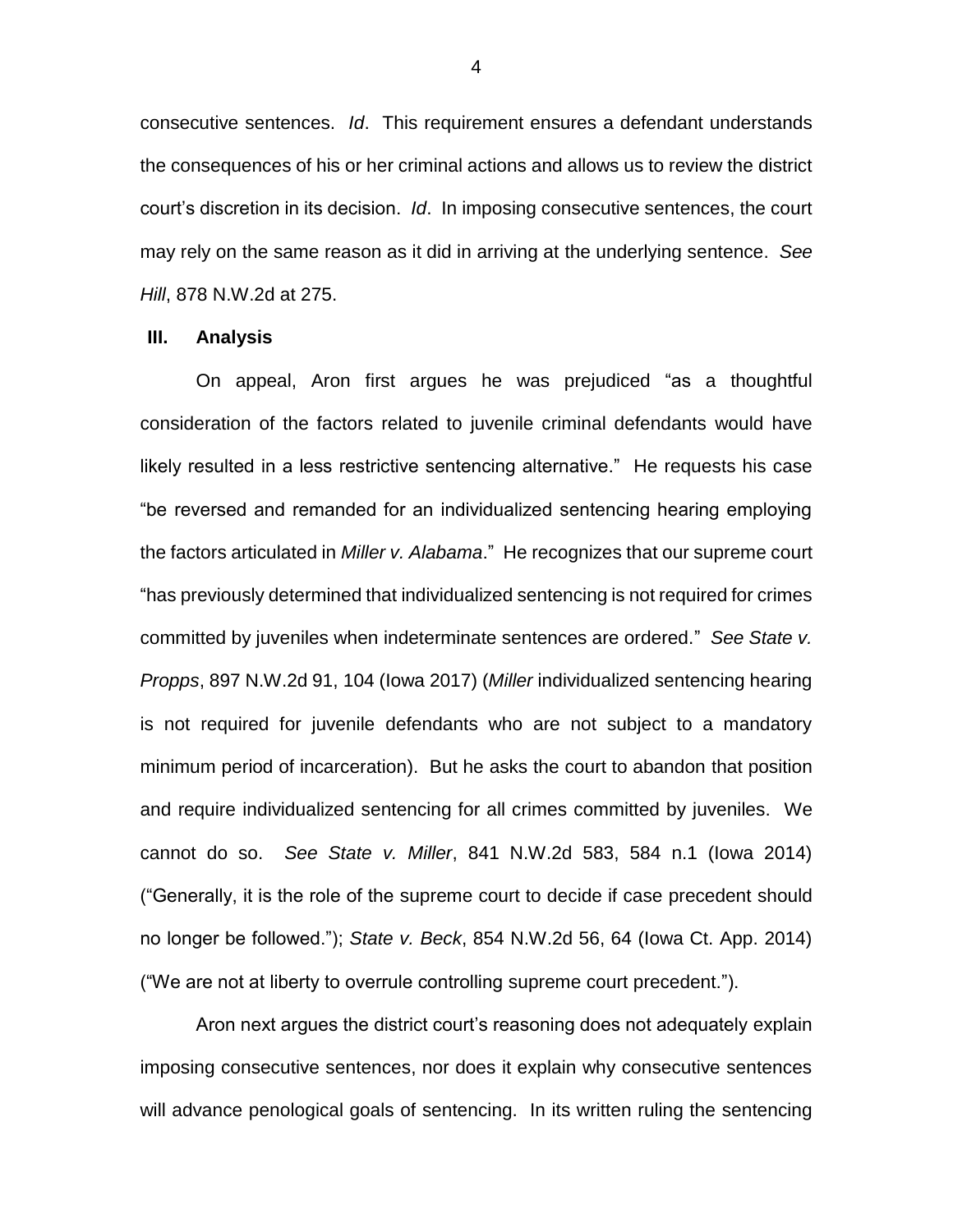consecutive sentences. *Id*. This requirement ensures a defendant understands the consequences of his or her criminal actions and allows us to review the district court's discretion in its decision. *Id*. In imposing consecutive sentences, the court may rely on the same reason as it did in arriving at the underlying sentence. *See Hill*, 878 N.W.2d at 275.

## III. Analysis

On appeal, Aron first argues he was prejudiced "as a thoughtful consideration of the factors related to juvenile criminal defendants would have likely resulted in a less restrictive sentencing alternative." He requests his case "be reversed and remanded for an individualized sentencing hearing employing the factors articulated in *Miller v. Alabama*." He recognizes that our supreme court "has previously determined that individualized sentencing is not required for crimes committed by juveniles when indeterminate sentences are ordered." *See State v. Propps*, 897 N.W.2d 91, 104 (Iowa 2017) (*Miller* individualized sentencing hearing is not required for juvenile defendants who are not subject to a mandatory minimum period of incarceration). But he asks the court to abandon that position and require individualized sentencing for all crimes committed by juveniles. We cannot do so. *See State v. Miller*, 841 N.W.2d 583, 584 n.1 (Iowa 2014) ("Generally, it is the role of the supreme court to decide if case precedent should no longer be followed."); *State v. Beck*, 854 N.W.2d 56, 64 (Iowa Ct. App. 2014) ("We are not at liberty to overrule controlling supreme court precedent.").

Aron next argues the district court's reasoning does not adequately explain imposing consecutive sentences, nor does it explain why consecutive sentences will advance penological goals of sentencing. In its written ruling the sentencing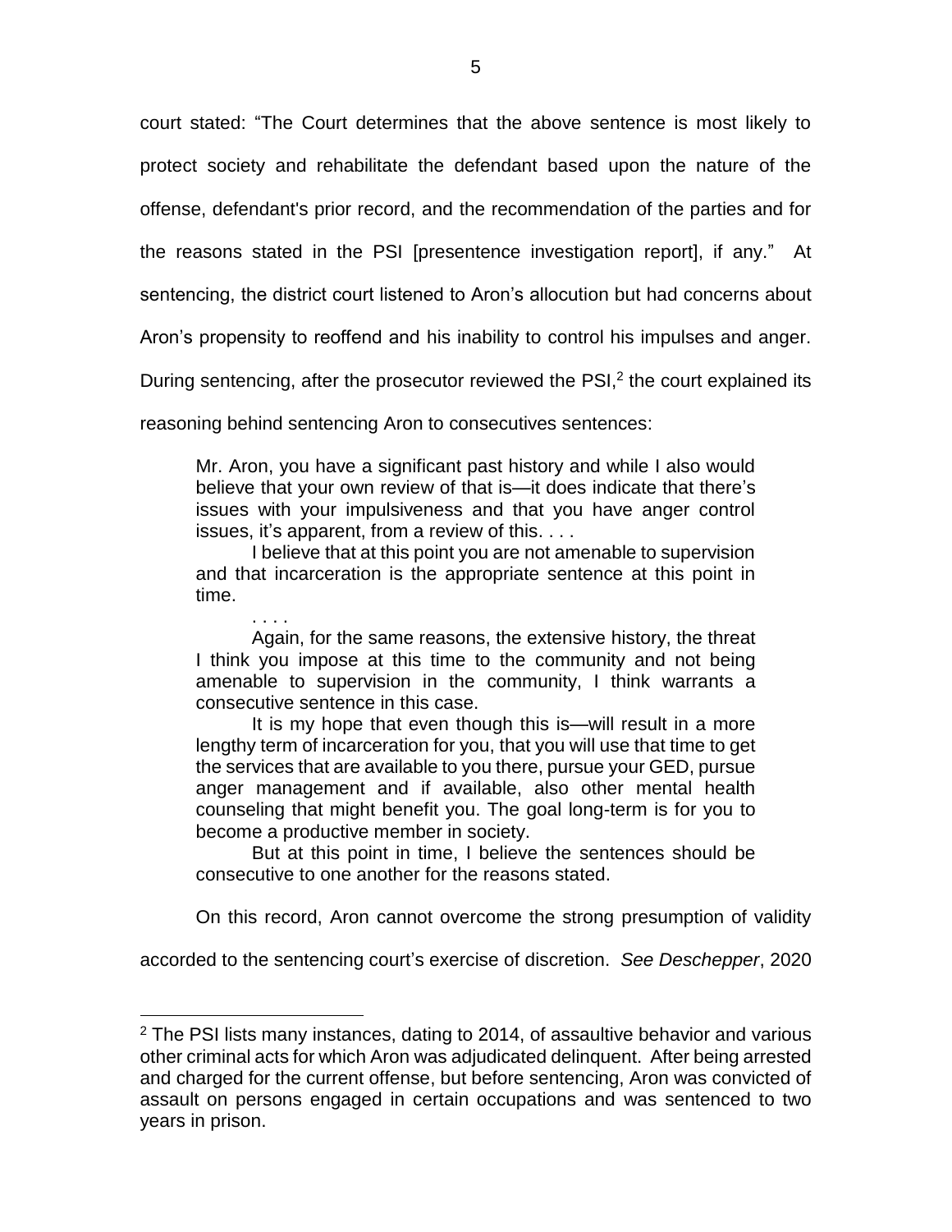court stated: "The Court determines that the above sentence is most likely to protect society and rehabilitate the defendant based upon the nature of the offense, defendant's prior record, and the recommendation of the parties and for the reasons stated in the PSI [presentence investigation report], if any." At sentencing, the district court listened to Aron's allocution but had concerns about Aron's propensity to reoffend and his inability to control his impulses and anger. During sentencing, after the prosecutor reviewed the PSI,[2] the court explained its reasoning behind sentencing Aron to consecutives sentences:

> Mr. Aron, you have a significant past history and while I also would believe that your own review of that is—it does indicate that there's issues with your impulsiveness and that you have anger control issues, it's apparent, from a review of this. . . .
>
> I believe that at this point you are not amenable to supervision and that incarceration is the appropriate sentence at this point in time.
>
> . . . .
>
> Again, for the same reasons, the extensive history, the threat I think you impose at this time to the community and not being amenable to supervision in the community, I think warrants a consecutive sentence in this case.
>
> It is my hope that even though this is—will result in a more lengthy term of incarceration for you, that you will use that time to get the services that are available to you there, pursue your GED, pursue anger management and if available, also other mental health counseling that might benefit you. The goal long-term is for you to become a productive member in society.
>
> But at this point in time, I believe the sentences should be consecutive to one another for the reasons stated.

On this record, Aron cannot overcome the strong presumption of validity accorded to the sentencing court's exercise of discretion. *See Deschepper*, 2020

---

[2] The PSI lists many instances, dating to 2014, of assaultive behavior and various other criminal acts for which Aron was adjudicated delinquent. After being arrested and charged for the current offense, but before sentencing, Aron was convicted of assault on persons engaged in certain occupations and was sentenced to two years in prison.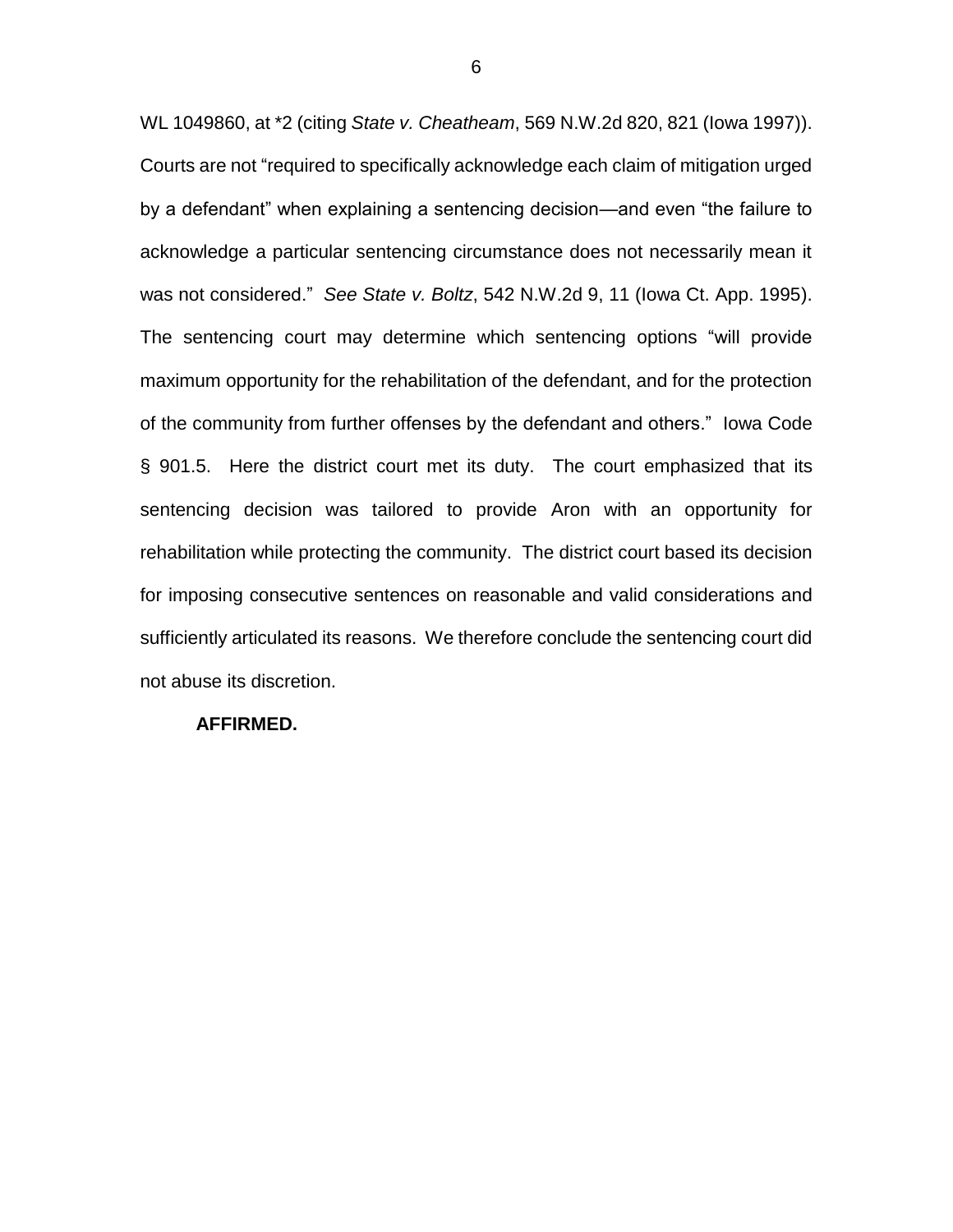WL 1049860, at *2 (citing *State v. Cheatheam*, 569 N.W.2d 820, 821 (Iowa 1997)). Courts are not "required to specifically acknowledge each claim of mitigation urged by a defendant" when explaining a sentencing decision—and even "the failure to acknowledge a particular sentencing circumstance does not necessarily mean it was not considered." *See State v. Boltz*, 542 N.W.2d 9, 11 (Iowa Ct. App. 1995). The sentencing court may determine which sentencing options "will provide maximum opportunity for the rehabilitation of the defendant, and for the protection of the community from further offenses by the defendant and others." Iowa Code § 901.5. Here the district court met its duty. The court emphasized that its sentencing decision was tailored to provide Aron with an opportunity for rehabilitation while protecting the community. The district court based its decision for imposing consecutive sentences on reasonable and valid considerations and sufficiently articulated its reasons. We therefore conclude the sentencing court did not abuse its discretion.

**AFFIRMED.**